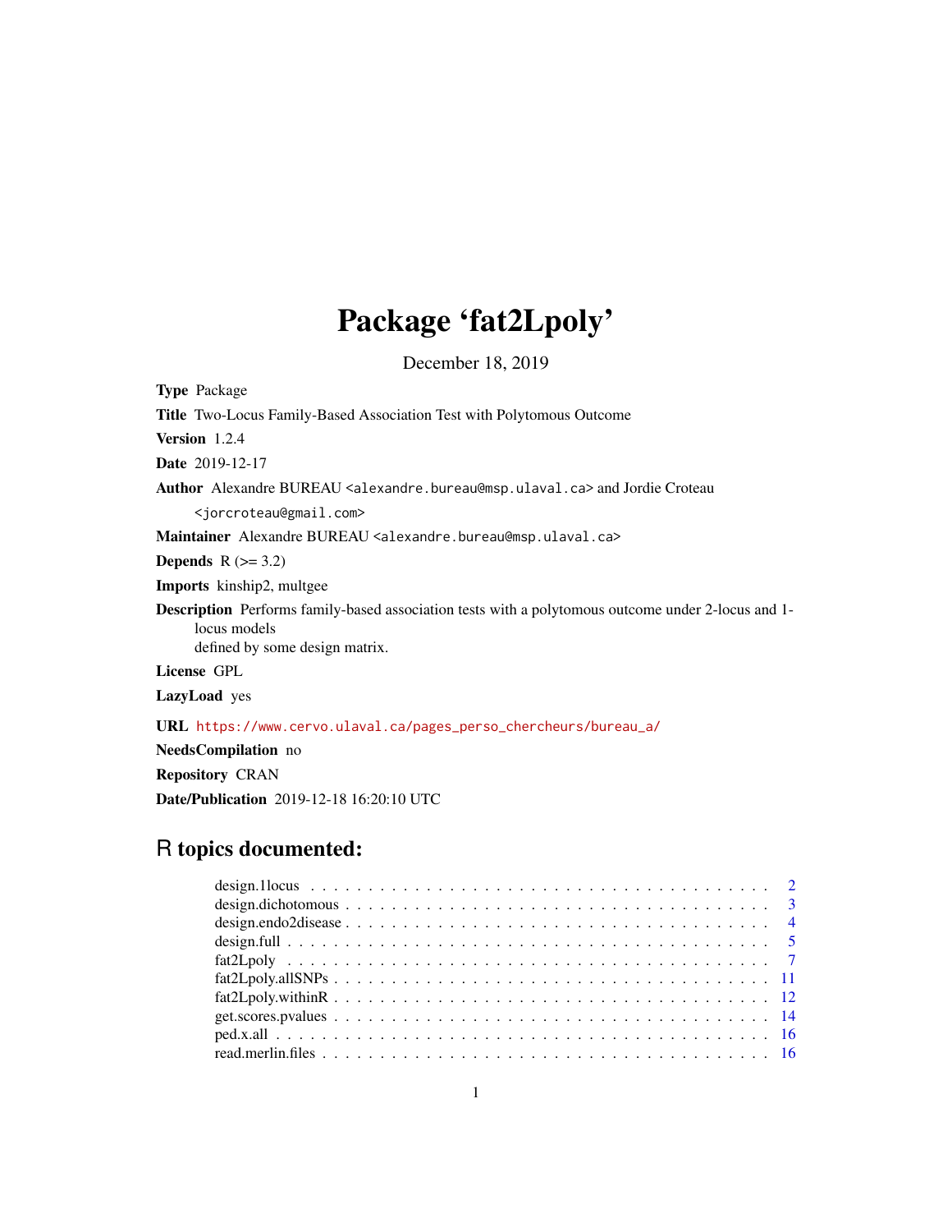# Package 'fat2Lpoly'

December 18, 2019

**Type** Package

**Title** Two-Locus Family-Based Association Test with Polytomous Outcome

**Version** 1.2.4

**Date** 2019-12-17

**Author** Alexandre BUREAU <alexandre.bureau@msp.ulaval.ca> and Jordie Croteau <jorcroteau@gmail.com>

**Maintainer** Alexandre BUREAU <alexandre.bureau@msp.ulaval.ca>

**Depends** R (>= 3.2)

**Imports** kinship2, multgee

**Description** Performs family-based association tests with a polytomous outcome under 2-locus and 1-locus models
defined by some design matrix.

**License** GPL

**LazyLoad** yes

**URL** https://www.cervo.ulaval.ca/pages_perso_chercheurs/bureau_a/

**NeedsCompilation** no

**Repository** CRAN

**Date/Publication** 2019-12-18 16:20:10 UTC

## R topics documented:

- design.1locus . . . . . . . . . . . . . . . . . . . . . . . . . . . . . . . . . . . . . . . . . 2
- design.dichotomous . . . . . . . . . . . . . . . . . . . . . . . . . . . . . . . . . . . . . 3
- design.endo2disease . . . . . . . . . . . . . . . . . . . . . . . . . . . . . . . . . . . . . 4
- design.full . . . . . . . . . . . . . . . . . . . . . . . . . . . . . . . . . . . . . . . . . . . 5
- fat2Lpoly . . . . . . . . . . . . . . . . . . . . . . . . . . . . . . . . . . . . . . . . . . . 7
- fat2Lpoly.allSNPs . . . . . . . . . . . . . . . . . . . . . . . . . . . . . . . . . . . . . . 11
- fat2Lpoly.withinR . . . . . . . . . . . . . . . . . . . . . . . . . . . . . . . . . . . . . . 12
- get.scores.pvalues . . . . . . . . . . . . . . . . . . . . . . . . . . . . . . . . . . . . . 14
- ped.x.all . . . . . . . . . . . . . . . . . . . . . . . . . . . . . . . . . . . . . . . . . . . 16
- read.merlin.files . . . . . . . . . . . . . . . . . . . . . . . . . . . . . . . . . . . . . . 16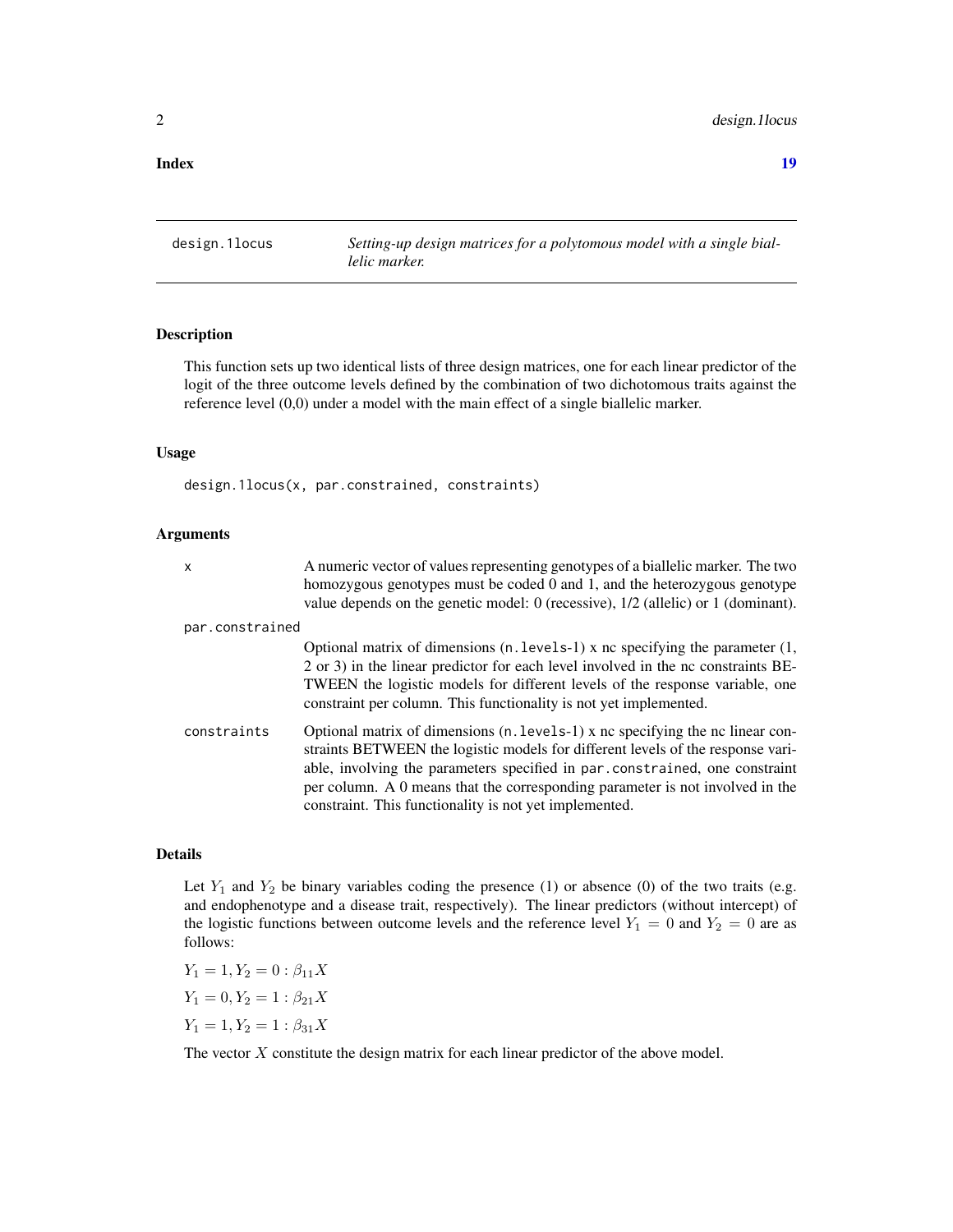**Index** **19**

---

`design.1locus` *Setting-up design matrices for a polytomous model with a single biallelic marker.*

---

### Description

This function sets up two identical lists of three design matrices, one for each linear predictor of the logit of the three outcome levels defined by the combination of two dichotomous traits against the reference level (0,0) under a model with the main effect of a single biallelic marker.

### Usage

```
design.1locus(x, par.constrained, constraints)
```

### Arguments

| | |
|---|---|
| `x` | A numeric vector of values representing genotypes of a biallelic marker. The two homozygous genotypes must be coded 0 and 1, and the heterozygous genotype value depends on the genetic model: 0 (recessive), 1/2 (allelic) or 1 (dominant). |
| `par.constrained` | Optional matrix of dimensions (`n.levels`-1) x nc specifying the parameter (1, 2 or 3) in the linear predictor for each level involved in the nc constraints BETWEEN the logistic models for different levels of the response variable, one constraint per column. This functionality is not yet implemented. |
| `constraints` | Optional matrix of dimensions (`n.levels`-1) x nc specifying the nc linear constraints BETWEEN the logistic models for different levels of the response variable, involving the parameters specified in `par.constrained`, one constraint per column. A 0 means that the corresponding parameter is not involved in the constraint. This functionality is not yet implemented. |

### Details

Let $Y_1$ and $Y_2$ be binary variables coding the presence (1) or absence (0) of the two traits (e.g. and endophenotype and a disease trait, respectively). The linear predictors (without intercept) of the logistic functions between outcome levels and the reference level $Y_1 = 0$ and $Y_2 = 0$ are as follows:

$Y_1 = 1, Y_2 = 0 : \beta_{11}X$

$Y_1 = 0, Y_2 = 1 : \beta_{21}X$

$Y_1 = 1, Y_2 = 1 : \beta_{31}X$

The vector $X$ constitute the design matrix for each linear predictor of the above model.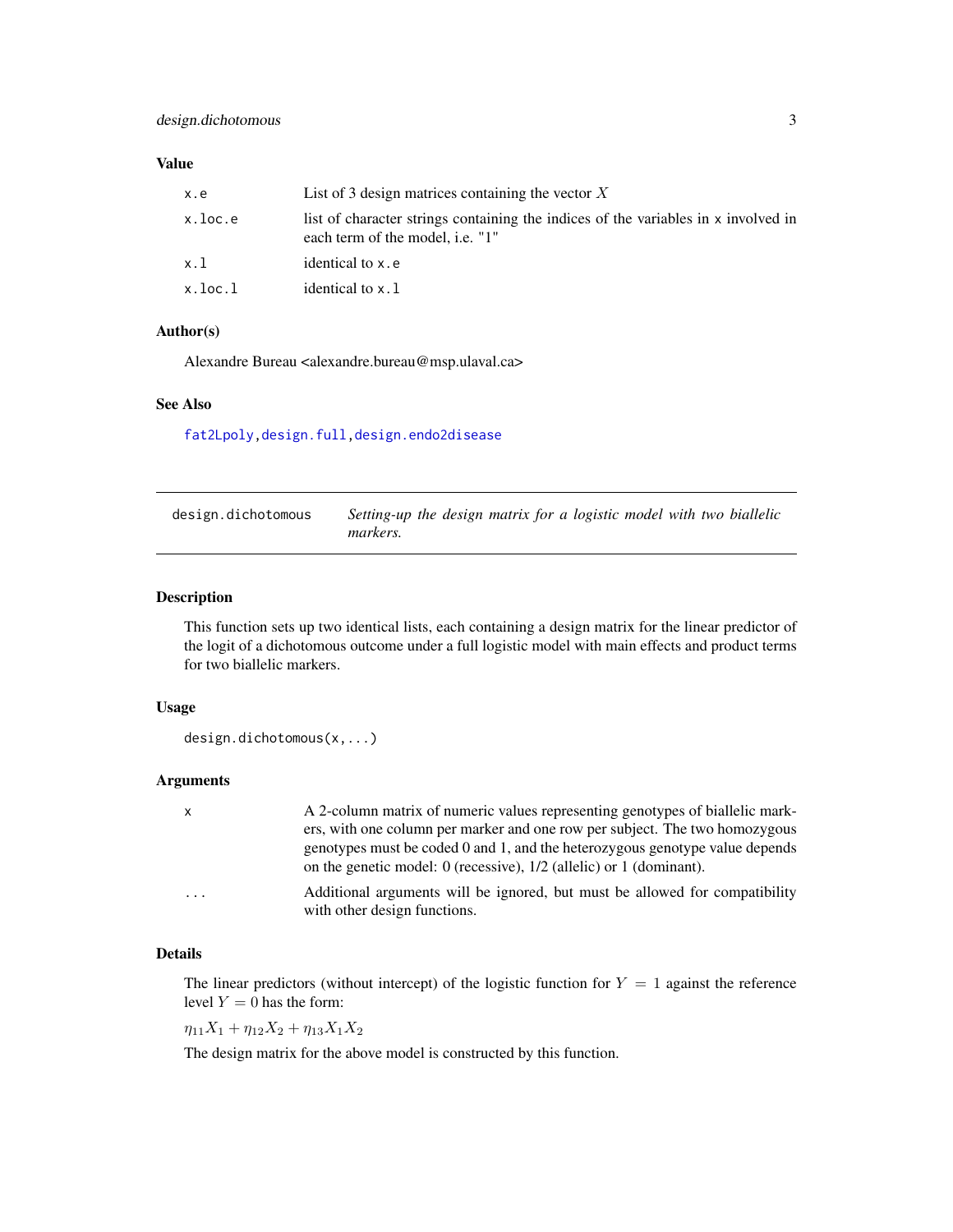### Value

| | |
|---|---|
| `x.e` | List of 3 design matrices containing the vector $X$ |
| `x.loc.e` | list of character strings containing the indices of the variables in `x` involved in each term of the model, i.e. "1" |
| `x.l` | identical to `x.e` |
| `x.loc.l` | identical to `x.l` |

### Author(s)

Alexandre Bureau <alexandre.bureau@msp.ulaval.ca>

### See Also

fat2Lpoly, design.full, design.endo2disease

---

## design.dichotomous — *Setting-up the design matrix for a logistic model with two biallelic markers.*

---

### Description

This function sets up two identical lists, each containing a design matrix for the linear predictor of the logit of a dichotomous outcome under a full logistic model with main effects and product terms for two biallelic markers.

### Usage

```
design.dichotomous(x,...)
```

### Arguments

| | |
|---|---|
| `x` | A 2-column matrix of numeric values representing genotypes of biallelic markers, with one column per marker and one row per subject. The two homozygous genotypes must be coded 0 and 1, and the heterozygous genotype value depends on the genetic model: 0 (recessive), 1/2 (allelic) or 1 (dominant). |
| `...` | Additional arguments will be ignored, but must be allowed for compatibility with other design functions. |

### Details

The linear predictors (without intercept) of the logistic function for $Y = 1$ against the reference level $Y = 0$ has the form:

$\eta_{11}X_1 + \eta_{12}X_2 + \eta_{13}X_1X_2$

The design matrix for the above model is constructed by this function.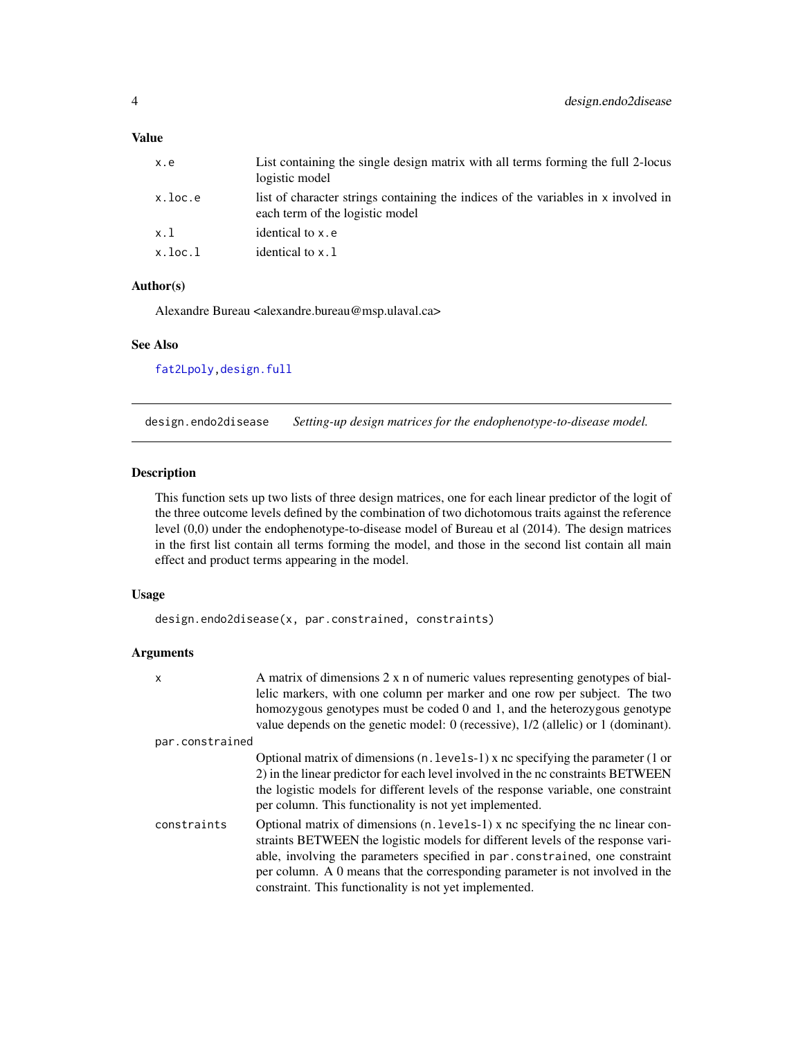### Value

| | |
|---|---|
| `x.e` | List containing the single design matrix with all terms forming the full 2-locus logistic model |
| `x.loc.e` | list of character strings containing the indices of the variables in `x` involved in each term of the logistic model |
| `x.l` | identical to `x.e` |
| `x.loc.l` | identical to `x.l` |

### Author(s)

Alexandre Bureau <alexandre.bureau@msp.ulaval.ca>

### See Also

`fat2Lpoly`, `design.full`

---

## design.endo2disease — *Setting-up design matrices for the endophenotype-to-disease model.*

---

### Description

This function sets up two lists of three design matrices, one for each linear predictor of the logit of the three outcome levels defined by the combination of two dichotomous traits against the reference level (0,0) under the endophenotype-to-disease model of Bureau et al (2014). The design matrices in the first list contain all terms forming the model, and those in the second list contain all main effect and product terms appearing in the model.

### Usage

```
design.endo2disease(x, par.constrained, constraints)
```

### Arguments

| | |
|---|---|
| `x` | A matrix of dimensions 2 x n of numeric values representing genotypes of biallelic markers, with one column per marker and one row per subject. The two homozygous genotypes must be coded 0 and 1, and the heterozygous genotype value depends on the genetic model: 0 (recessive), 1/2 (allelic) or 1 (dominant). |
| `par.constrained` | Optional matrix of dimensions (`n.levels`-1) x nc specifying the parameter (1 or 2) in the linear predictor for each level involved in the nc constraints BETWEEN the logistic models for different levels of the response variable, one constraint per column. This functionality is not yet implemented. |
| `constraints` | Optional matrix of dimensions (`n.levels`-1) x nc specifying the nc linear constraints BETWEEN the logistic models for different levels of the response variable, involving the parameters specified in `par.constrained`, one constraint per column. A 0 means that the corresponding parameter is not involved in the constraint. This functionality is not yet implemented. |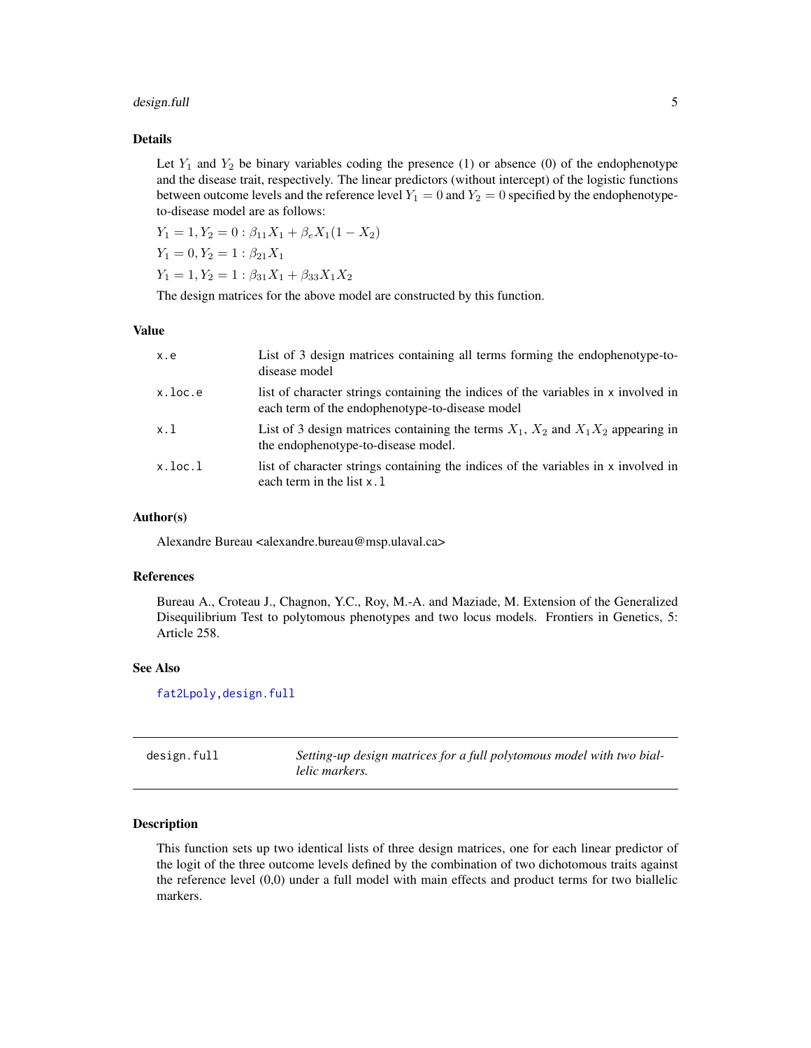### Details

Let $Y_1$ and $Y_2$ be binary variables coding the presence (1) or absence (0) of the endophenotype and the disease trait, respectively. The linear predictors (without intercept) of the logistic functions between outcome levels and the reference level $Y_1 = 0$ and $Y_2 = 0$ specified by the endophenotype-to-disease model are as follows:

$Y_1 = 1, Y_2 = 0 : \beta_{11} X_1 + \beta_e X_1 (1 - X_2)$

$Y_1 = 0, Y_2 = 1 : \beta_{21} X_1$

$Y_1 = 1, Y_2 = 1 : \beta_{31} X_1 + \beta_{33} X_1 X_2$

The design matrices for the above model are constructed by this function.

### Value

| | |
|---|---|
| `x.e` | List of 3 design matrices containing all terms forming the endophenotype-to-disease model |
| `x.loc.e` | list of character strings containing the indices of the variables in `x` involved in each term of the endophenotype-to-disease model |
| `x.l` | List of 3 design matrices containing the terms $X_1$, $X_2$ and $X_1 X_2$ appearing in the endophenotype-to-disease model. |
| `x.loc.l` | list of character strings containing the indices of the variables in `x` involved in each term in the list `x.l` |

### Author(s)

Alexandre Bureau <alexandre.bureau@msp.ulaval.ca>

### References

Bureau A., Croteau J., Chagnon, Y.C., Roy, M.-A. and Maziade, M. Extension of the Generalized Disequilibrium Test to polytomous phenotypes and two locus models. Frontiers in Genetics, 5: Article 258.

### See Also

`fat2Lpoly`, `design.full`

---

## design.full — *Setting-up design matrices for a full polytomous model with two biallelic markers.*

---

### Description

This function sets up two identical lists of three design matrices, one for each linear predictor of the logit of the three outcome levels defined by the combination of two dichotomous traits against the reference level (0,0) under a full model with main effects and product terms for two biallelic markers.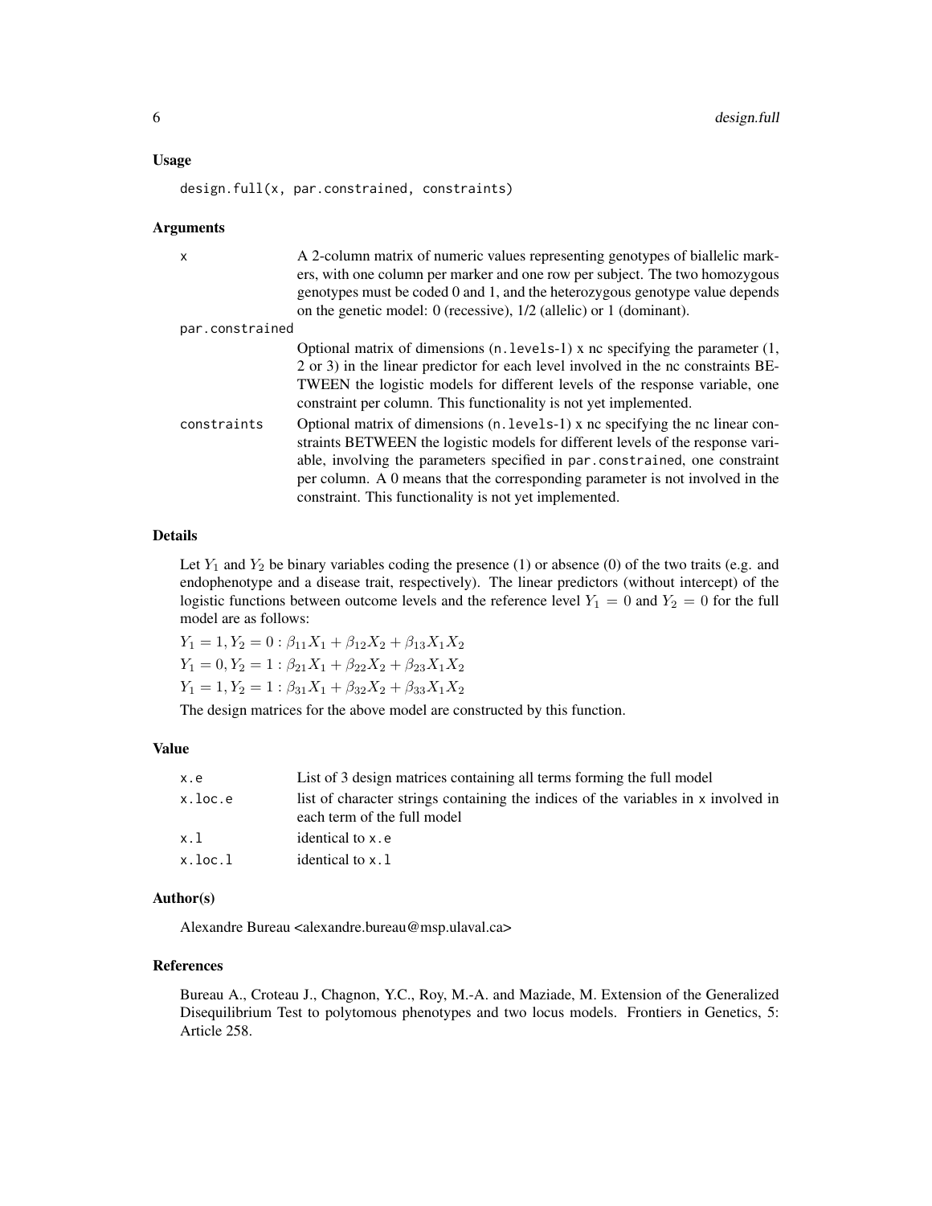### Usage

```
design.full(x, par.constrained, constraints)
```

### Arguments

- **x**: A 2-column matrix of numeric values representing genotypes of biallelic markers, with one column per marker and one row per subject. The two homozygous genotypes must be coded 0 and 1, and the heterozygous genotype value depends on the genetic model: 0 (recessive), 1/2 (allelic) or 1 (dominant).
- **par.constrained**: Optional matrix of dimensions (n.levels-1) x nc specifying the parameter (1, 2 or 3) in the linear predictor for each level involved in the nc constraints BETWEEN the logistic models for different levels of the response variable, one constraint per column. This functionality is not yet implemented.
- **constraints**: Optional matrix of dimensions (n.levels-1) x nc specifying the nc linear constraints BETWEEN the logistic models for different levels of the response variable, involving the parameters specified in `par.constrained`, one constraint per column. A 0 means that the corresponding parameter is not involved in the constraint. This functionality is not yet implemented.

### Details

Let $Y_1$ and $Y_2$ be binary variables coding the presence (1) or absence (0) of the two traits (e.g. and endophenotype and a disease trait, respectively). The linear predictors (without intercept) of the logistic functions between outcome levels and the reference level $Y_1 = 0$ and $Y_2 = 0$ for the full model are as follows:

$Y_1 = 1, Y_2 = 0 : \beta_{11} X_1 + \beta_{12} X_2 + \beta_{13} X_1 X_2$

$Y_1 = 0, Y_2 = 1 : \beta_{21} X_1 + \beta_{22} X_2 + \beta_{23} X_1 X_2$

$Y_1 = 1, Y_2 = 1 : \beta_{31} X_1 + \beta_{32} X_2 + \beta_{33} X_1 X_2$

The design matrices for the above model are constructed by this function.

### Value

- **x.e**: List of 3 design matrices containing all terms forming the full model
- **x.loc.e**: list of character strings containing the indices of the variables in `x` involved in each term of the full model
- **x.l**: identical to `x.e`
- **x.loc.l**: identical to `x.l`

### Author(s)

Alexandre Bureau <alexandre.bureau@msp.ulaval.ca>

### References

Bureau A., Croteau J., Chagnon, Y.C., Roy, M.-A. and Maziade, M. Extension of the Generalized Disequilibrium Test to polytomous phenotypes and two locus models. Frontiers in Genetics, 5: Article 258.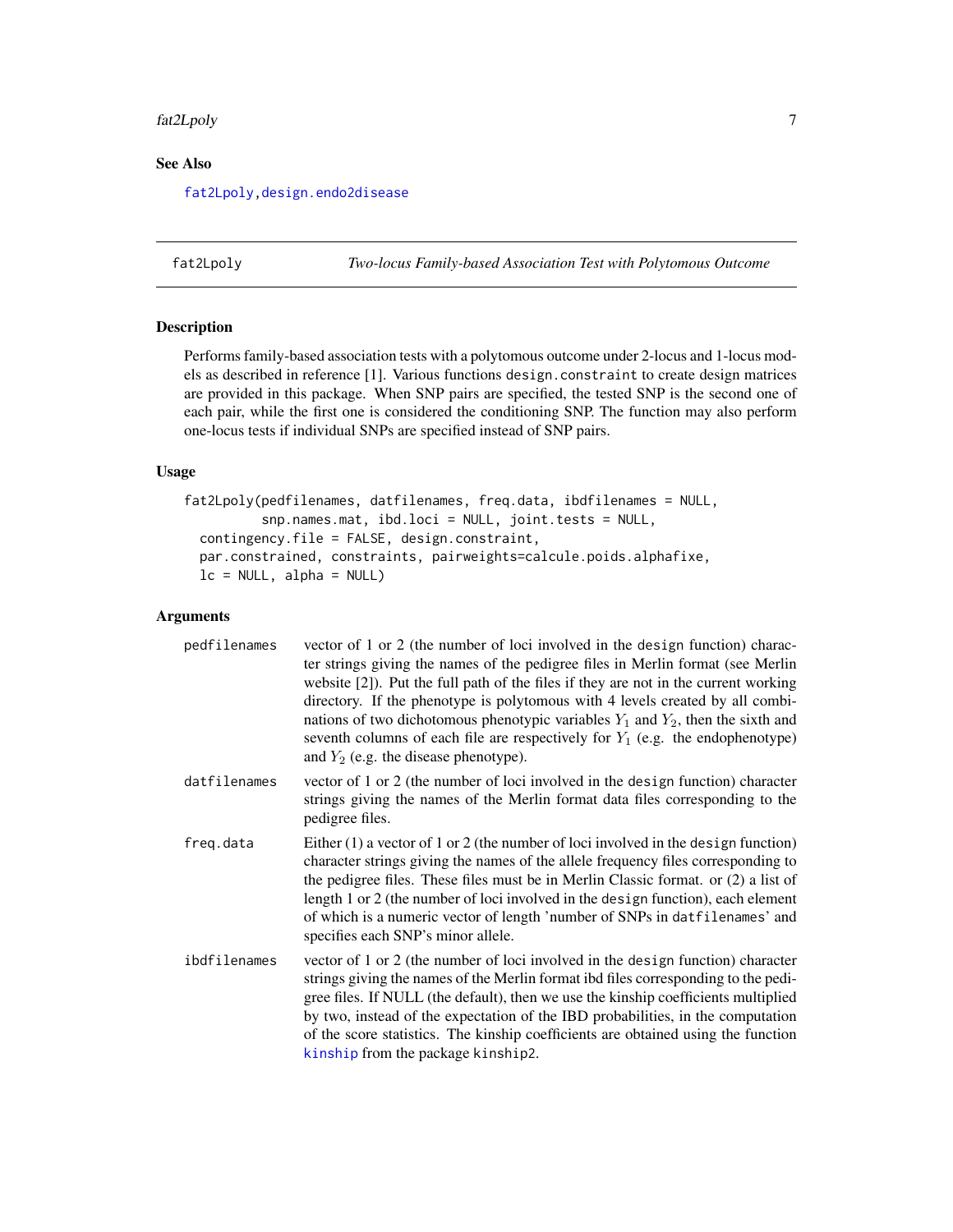## See Also

fat2Lpoly, design.endo2disease

---

## fat2Lpoly — *Two-locus Family-based Association Test with Polytomous Outcome*

### Description

Performs family-based association tests with a polytomous outcome under 2-locus and 1-locus models as described in reference [1]. Various functions `design.constraint` to create design matrices are provided in this package. When SNP pairs are specified, the tested SNP is the second one of each pair, while the first one is considered the conditioning SNP. The function may also perform one-locus tests if individual SNPs are specified instead of SNP pairs.

### Usage

```
fat2Lpoly(pedfilenames, datfilenames, freq.data, ibdfilenames = NULL,
          snp.names.mat, ibd.loci = NULL, joint.tests = NULL,
  contingency.file = FALSE, design.constraint,
  par.constrained, constraints, pairweights=calcule.poids.alphafixe,
  lc = NULL, alpha = NULL)
```

### Arguments

| | |
|---|---|
| `pedfilenames` | vector of 1 or 2 (the number of loci involved in the `design` function) character strings giving the names of the pedigree files in Merlin format (see Merlin website [2]). Put the full path of the files if they are not in the current working directory. If the phenotype is polytomous with 4 levels created by all combinations of two dichotomous phenotypic variables $Y_1$ and $Y_2$, then the sixth and seventh columns of each file are respectively for $Y_1$ (e.g. the endophenotype) and $Y_2$ (e.g. the disease phenotype). |
| `datfilenames` | vector of 1 or 2 (the number of loci involved in the `design` function) character strings giving the names of the Merlin format data files corresponding to the pedigree files. |
| `freq.data` | Either (1) a vector of 1 or 2 (the number of loci involved in the `design` function) character strings giving the names of the allele frequency files corresponding to the pedigree files. These files must be in Merlin Classic format. or (2) a list of length 1 or 2 (the number of loci involved in the `design` function), each element of which is a numeric vector of length 'number of SNPs in `datfilenames`' and specifies each SNP's minor allele. |
| `ibdfilenames` | vector of 1 or 2 (the number of loci involved in the `design` function) character strings giving the names of the Merlin format ibd files corresponding to the pedigree files. If NULL (the default), then we use the kinship coefficients multiplied by two, instead of the expectation of the IBD probabilities, in the computation of the score statistics. The kinship coefficients are obtained using the function `kinship` from the package `kinship2`. |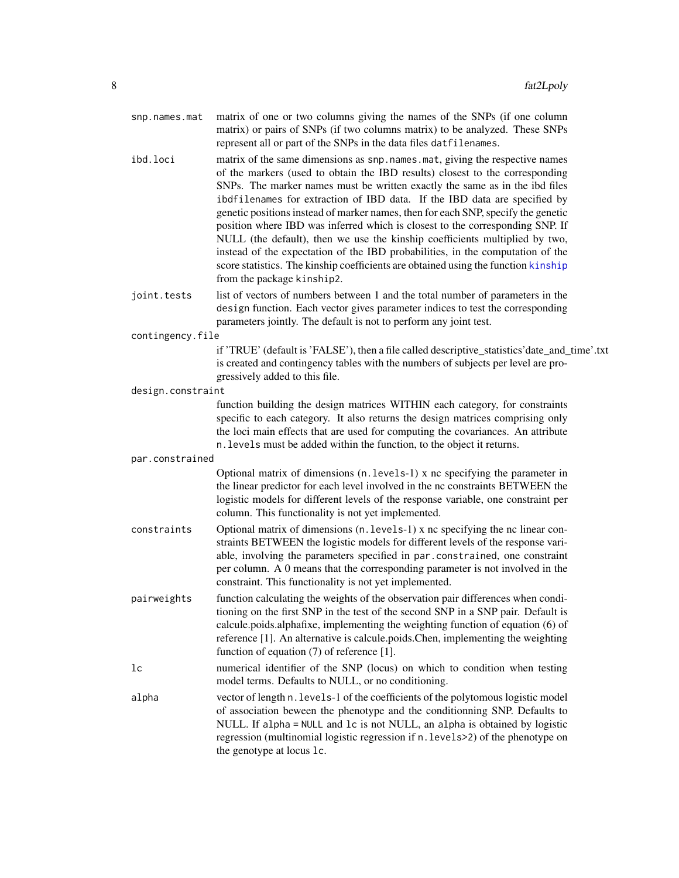`snp.names.mat`
: matrix of one or two columns giving the names of the SNPs (if one column matrix) or pairs of SNPs (if two columns matrix) to be analyzed. These SNPs represent all or part of the SNPs in the data files `datfilenames`.

`ibd.loci`
: matrix of the same dimensions as `snp.names.mat`, giving the respective names of the markers (used to obtain the IBD results) closest to the corresponding SNPs. The marker names must be written exactly the same as in the ibd files `ibdfilenames` for extraction of IBD data. If the IBD data are specified by genetic positions instead of marker names, then for each SNP, specify the genetic position where IBD was inferred which is closest to the corresponding SNP. If NULL (the default), then we use the kinship coefficients multiplied by two, instead of the expectation of the IBD probabilities, in the computation of the score statistics. The kinship coefficients are obtained using the function kinship from the package `kinship2`.

`joint.tests`
: list of vectors of numbers between 1 and the total number of parameters in the `design` function. Each vector gives parameter indices to test the corresponding parameters jointly. The default is not to perform any joint test.

`contingency.file`
: if 'TRUE' (default is 'FALSE'), then a file called descriptive_statistics'date_and_time'.txt is created and contingency tables with the numbers of subjects per level are progressively added to this file.

`design.constraint`
: function building the design matrices WITHIN each category, for constraints specific to each category. It also returns the design matrices comprising only the loci main effects that are used for computing the covariances. An attribute `n.levels` must be added within the function, to the object it returns.

`par.constrained`
: Optional matrix of dimensions (`n.levels`-1) x nc specifying the parameter in the linear predictor for each level involved in the nc constraints BETWEEN the logistic models for different levels of the response variable, one constraint per column. This functionality is not yet implemented.

`constraints`
: Optional matrix of dimensions (`n.levels`-1) x nc specifying the nc linear constraints BETWEEN the logistic models for different levels of the response variable, involving the parameters specified in `par.constrained`, one constraint per column. A 0 means that the corresponding parameter is not involved in the constraint. This functionality is not yet implemented.

`pairweights`
: function calculating the weights of the observation pair differences when conditioning on the first SNP in the test of the second SNP in a SNP pair. Default is calcule.poids.alphafixe, implementing the weighting function of equation (6) of reference [1]. An alternative is calcule.poids.Chen, implementing the weighting function of equation (7) of reference [1].

`lc`
: numerical identifier of the SNP (locus) on which to condition when testing model terms. Defaults to NULL, or no conditioning.

`alpha`
: vector of length `n.levels`-1 of the coefficients of the polytomous logistic model of association beween the phenotype and the conditionning SNP. Defaults to NULL. If `alpha = NULL` and `lc` is not NULL, an `alpha` is obtained by logistic regression (multinomial logistic regression if `n.levels>2`) of the phenotype on the genotype at locus `lc`.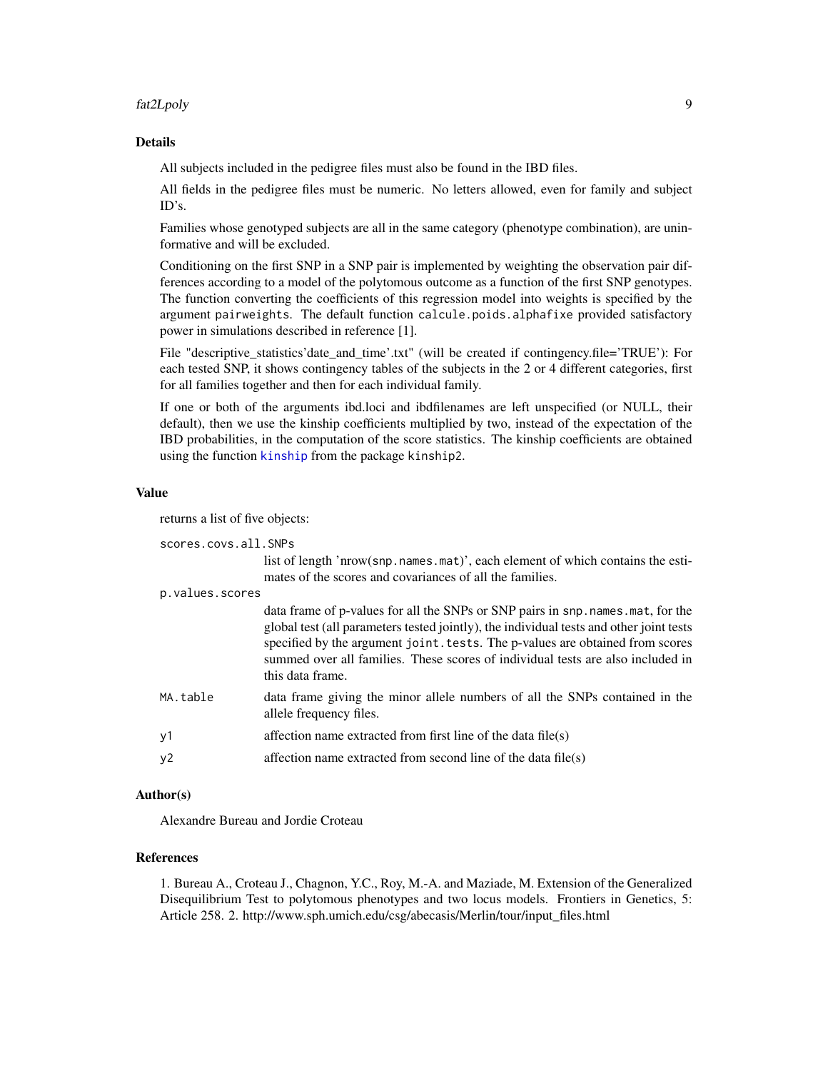### Details

All subjects included in the pedigree files must also be found in the IBD files.

All fields in the pedigree files must be numeric. No letters allowed, even for family and subject ID's.

Families whose genotyped subjects are all in the same category (phenotype combination), are uninformative and will be excluded.

Conditioning on the first SNP in a SNP pair is implemented by weighting the observation pair differences according to a model of the polytomous outcome as a function of the first SNP genotypes. The function converting the coefficients of this regression model into weights is specified by the argument `pairweights`. The default function `calcule.poids.alphafixe` provided satisfactory power in simulations described in reference [1].

File "descriptive_statistics'date_and_time'.txt" (will be created if contingency.file='TRUE'): For each tested SNP, it shows contingency tables of the subjects in the 2 or 4 different categories, first for all families together and then for each individual family.

If one or both of the arguments ibd.loci and ibdfilenames are left unspecified (or NULL, their default), then we use the kinship coefficients multiplied by two, instead of the expectation of the IBD probabilities, in the computation of the score statistics. The kinship coefficients are obtained using the function `kinship` from the package `kinship2`.

### Value

returns a list of five objects:

`scores.covs.all.SNPs`
: list of length 'nrow(`snp.names.mat`)', each element of which contains the estimates of the scores and covariances of all the families.

`p.values.scores`
: data frame of p-values for all the SNPs or SNP pairs in `snp.names.mat`, for the global test (all parameters tested jointly), the individual tests and other joint tests specified by the argument `joint.tests`. The p-values are obtained from scores summed over all families. These scores of individual tests are also included in this data frame.

`MA.table`
: data frame giving the minor allele numbers of all the SNPs contained in the allele frequency files.

`y1`
: affection name extracted from first line of the data file(s)

`y2`
: affection name extracted from second line of the data file(s)

### Author(s)

Alexandre Bureau and Jordie Croteau

### References

1. Bureau A., Croteau J., Chagnon, Y.C., Roy, M.-A. and Maziade, M. Extension of the Generalized Disequilibrium Test to polytomous phenotypes and two locus models. Frontiers in Genetics, 5: Article 258. 2. http://www.sph.umich.edu/csg/abecasis/Merlin/tour/input_files.html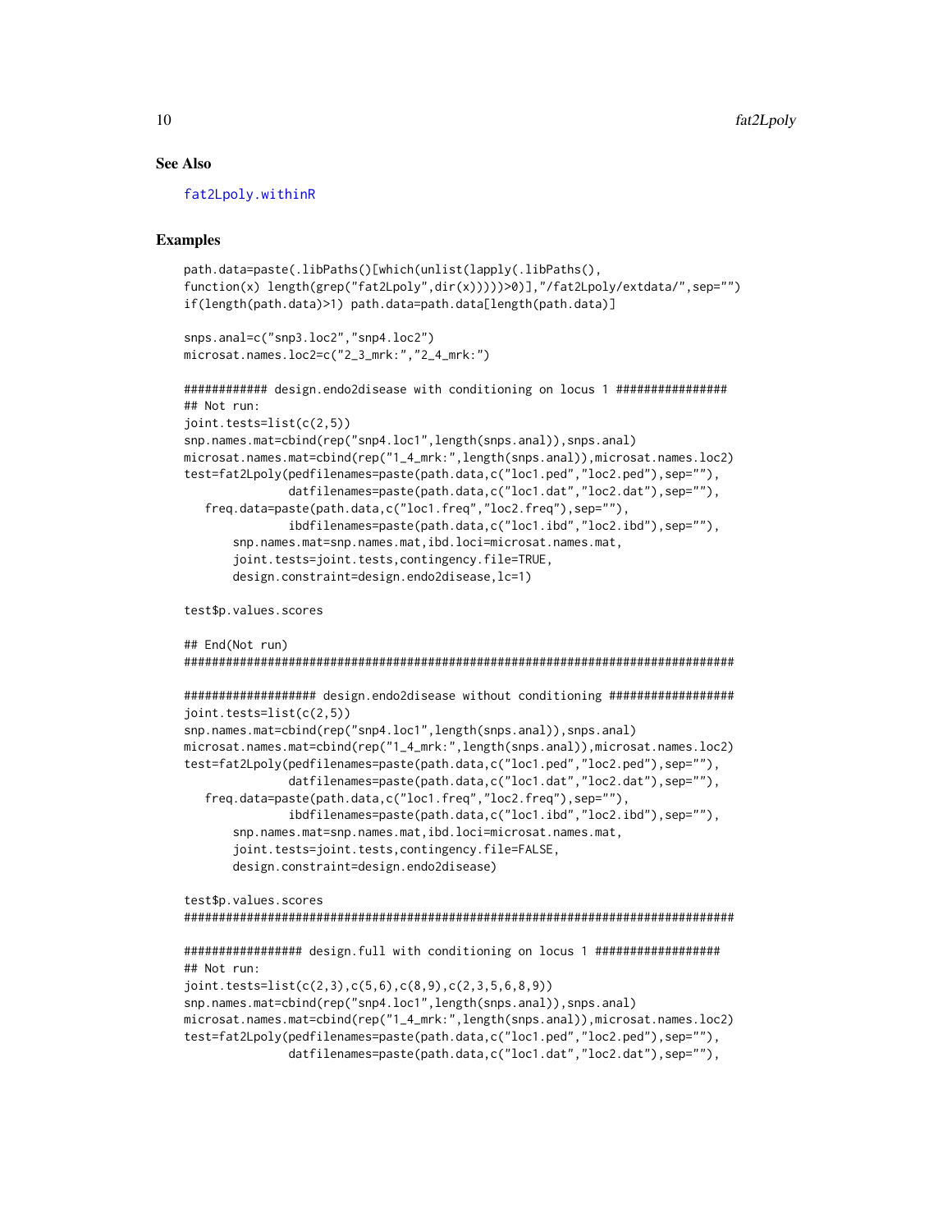### See Also

fat2Lpoly.withinR

### Examples

```
path.data=paste(.libPaths()[which(unlist(lapply(.libPaths(),
function(x) length(grep("fat2Lpoly",dir(x)))))>0)],"/fat2Lpoly/extdata/",sep="")
if(length(path.data)>1) path.data=path.data[length(path.data)]

snps.anal=c("snp3.loc2","snp4.loc2")
microsat.names.loc2=c("2_3_mrk:","2_4_mrk:")

############ design.endo2disease with conditioning on locus 1 ################
## Not run:
joint.tests=list(c(2,5))
snp.names.mat=cbind(rep("snp4.loc1",length(snps.anal)),snps.anal)
microsat.names.mat=cbind(rep("1_4_mrk:",length(snps.anal)),microsat.names.loc2)
test=fat2Lpoly(pedfilenames=paste(path.data,c("loc1.ped","loc2.ped"),sep=""),
               datfilenames=paste(path.data,c("loc1.dat","loc2.dat"),sep=""),
   freq.data=paste(path.data,c("loc1.freq","loc2.freq"),sep=""),
               ibdfilenames=paste(path.data,c("loc1.ibd","loc2.ibd"),sep=""),
       snp.names.mat=snp.names.mat,ibd.loci=microsat.names.mat,
       joint.tests=joint.tests,contingency.file=TRUE,
       design.constraint=design.endo2disease,lc=1)

test$p.values.scores

## End(Not run)
################################################################################

################### design.endo2disease without conditioning ##################
joint.tests=list(c(2,5))
snp.names.mat=cbind(rep("snp4.loc1",length(snps.anal)),snps.anal)
microsat.names.mat=cbind(rep("1_4_mrk:",length(snps.anal)),microsat.names.loc2)
test=fat2Lpoly(pedfilenames=paste(path.data,c("loc1.ped","loc2.ped"),sep=""),
               datfilenames=paste(path.data,c("loc1.dat","loc2.dat"),sep=""),
   freq.data=paste(path.data,c("loc1.freq","loc2.freq"),sep=""),
               ibdfilenames=paste(path.data,c("loc1.ibd","loc2.ibd"),sep=""),
       snp.names.mat=snp.names.mat,ibd.loci=microsat.names.mat,
       joint.tests=joint.tests,contingency.file=FALSE,
       design.constraint=design.endo2disease)

test$p.values.scores
################################################################################

################# design.full with conditioning on locus 1 #################
## Not run:
joint.tests=list(c(2,3),c(5,6),c(8,9),c(2,3,5,6,8,9))
snp.names.mat=cbind(rep("snp4.loc1",length(snps.anal)),snps.anal)
microsat.names.mat=cbind(rep("1_4_mrk:",length(snps.anal)),microsat.names.loc2)
test=fat2Lpoly(pedfilenames=paste(path.data,c("loc1.ped","loc2.ped"),sep=""),
               datfilenames=paste(path.data,c("loc1.dat","loc2.dat"),sep=""),
```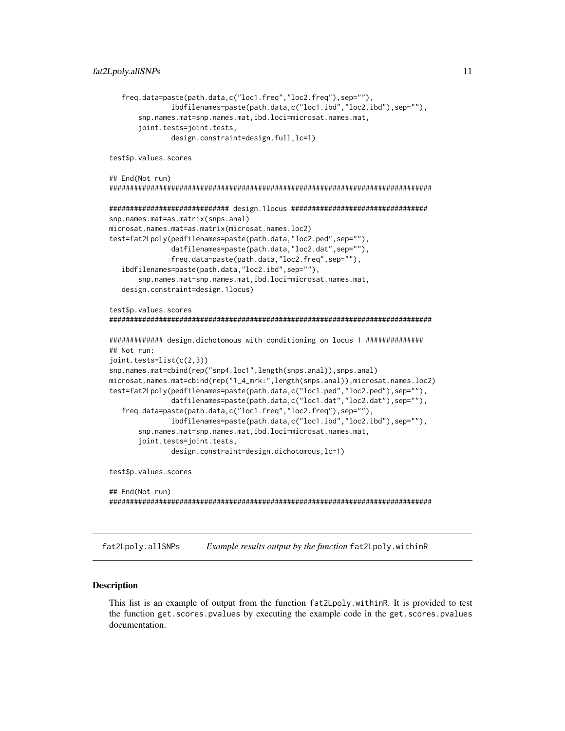```
   freq.data=paste(path.data,c("loc1.freq","loc2.freq"),sep=""),
              ibdfilenames=paste(path.data,c("loc1.ibd","loc2.ibd"),sep=""),
       snp.names.mat=snp.names.mat,ibd.loci=microsat.names.mat,
       joint.tests=joint.tests,
              design.constraint=design.full,lc=1)

test$p.values.scores

## End(Not run)
###############################################################################

############################## design.1locus #################################
snp.names.mat=as.matrix(snps.anal)
microsat.names.mat=as.matrix(microsat.names.loc2)
test=fat2Lpoly(pedfilenames=paste(path.data,"loc2.ped",sep=""),
              datfilenames=paste(path.data,"loc2.dat",sep=""),
              freq.data=paste(path.data,"loc2.freq",sep=""),
   ibdfilenames=paste(path.data,"loc2.ibd",sep=""),
       snp.names.mat=snp.names.mat,ibd.loci=microsat.names.mat,
   design.constraint=design.1locus)

test$p.values.scores
###############################################################################

############# design.dichotomous with conditioning on locus 1 ##############
## Not run:
joint.tests=list(c(2,3))
snp.names.mat=cbind(rep("snp4.loc1",length(snps.anal)),snps.anal)
microsat.names.mat=cbind(rep("1_4_mrk:",length(snps.anal)),microsat.names.loc2)
test=fat2Lpoly(pedfilenames=paste(path.data,c("loc1.ped","loc2.ped"),sep=""),
              datfilenames=paste(path.data,c("loc1.dat","loc2.dat"),sep=""),
   freq.data=paste(path.data,c("loc1.freq","loc2.freq"),sep=""),
              ibdfilenames=paste(path.data,c("loc1.ibd","loc2.ibd"),sep=""),
       snp.names.mat=snp.names.mat,ibd.loci=microsat.names.mat,
       joint.tests=joint.tests,
              design.constraint=design.dichotomous,lc=1)

test$p.values.scores

## End(Not run)
###############################################################################
```

## fat2Lpoly.allSNPs — *Example results output by the function* fat2Lpoly.withinR

### Description

This list is an example of output from the function fat2Lpoly.withinR. It is provided to test the function get.scores.pvalues by executing the example code in the get.scores.pvalues documentation.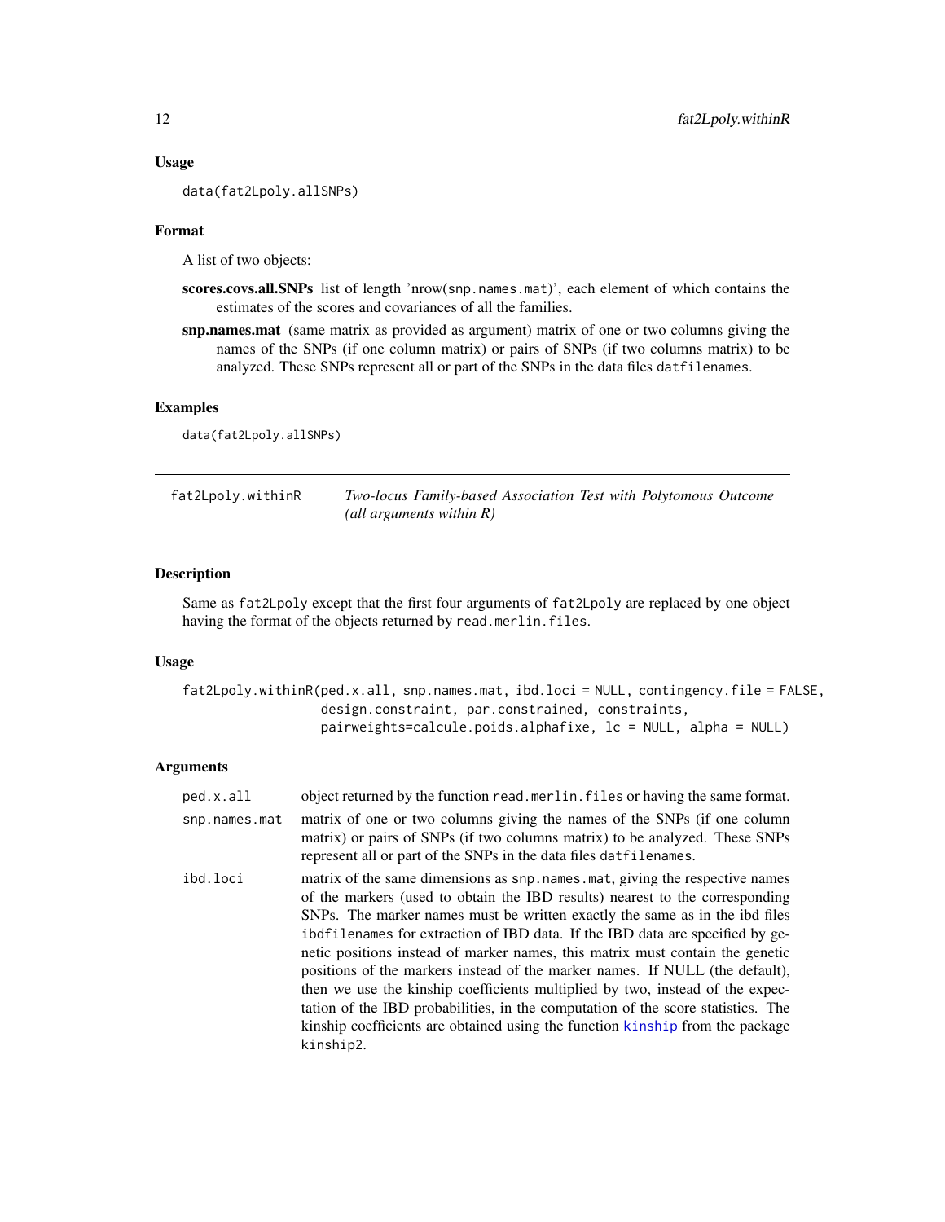### Usage

```
data(fat2Lpoly.allSNPs)
```

### Format

A list of two objects:

**scores.covs.all.SNPs** list of length 'nrow(snp.names.mat)', each element of which contains the estimates of the scores and covariances of all the families.

**snp.names.mat** (same matrix as provided as argument) matrix of one or two columns giving the names of the SNPs (if one column matrix) or pairs of SNPs (if two columns matrix) to be analyzed. These SNPs represent all or part of the SNPs in the data files `datfilenames`.

### Examples

```
data(fat2Lpoly.allSNPs)
```

---

## fat2Lpoly.withinR — *Two-locus Family-based Association Test with Polytomous Outcome (all arguments within R)*

### Description

Same as `fat2Lpoly` except that the first four arguments of `fat2Lpoly` are replaced by one object having the format of the objects returned by `read.merlin.files`.

### Usage

```
fat2Lpoly.withinR(ped.x.all, snp.names.mat, ibd.loci = NULL, contingency.file = FALSE,
                  design.constraint, par.constrained, constraints,
                  pairweights=calcule.poids.alphafixe, lc = NULL, alpha = NULL)
```

### Arguments

| | |
|---|---|
| `ped.x.all` | object returned by the function `read.merlin.files` or having the same format. |
| `snp.names.mat` | matrix of one or two columns giving the names of the SNPs (if one column matrix) or pairs of SNPs (if two columns matrix) to be analyzed. These SNPs represent all or part of the SNPs in the data files `datfilenames`. |
| `ibd.loci` | matrix of the same dimensions as `snp.names.mat`, giving the respective names of the markers (used to obtain the IBD results) nearest to the corresponding SNPs. The marker names must be written exactly the same as in the ibd files `ibdfilenames` for extraction of IBD data. If the IBD data are specified by genetic positions instead of marker names, this matrix must contain the genetic positions of the markers instead of the marker names. If NULL (the default), then we use the kinship coefficients multiplied by two, instead of the expectation of the IBD probabilities, in the computation of the score statistics. The kinship coefficients are obtained using the function `kinship` from the package `kinship2`. |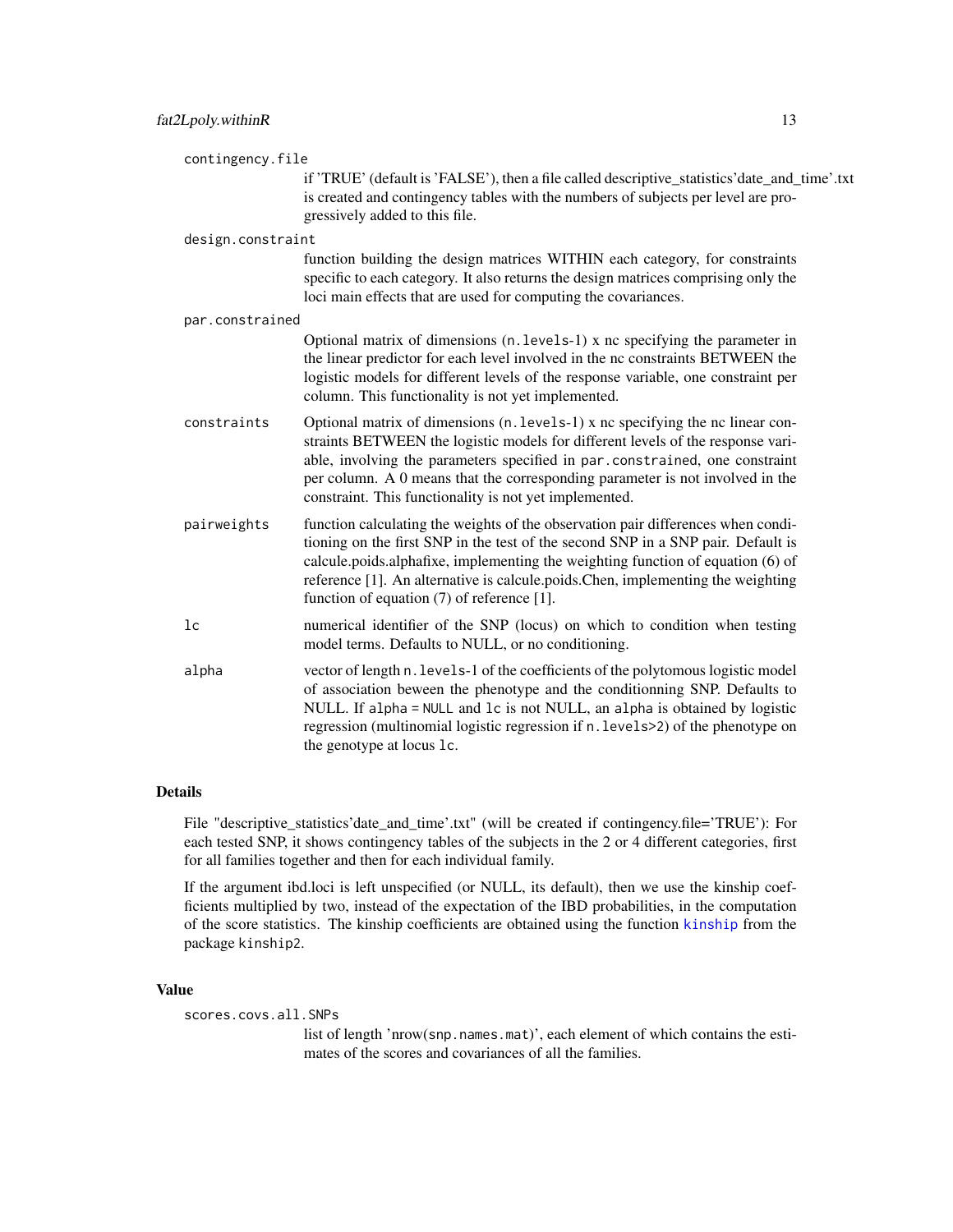`contingency.file`
: if 'TRUE' (default is 'FALSE'), then a file called descriptive_statistics'date_and_time'.txt is created and contingency tables with the numbers of subjects per level are progressively added to this file.

`design.constraint`
: function building the design matrices WITHIN each category, for constraints specific to each category. It also returns the design matrices comprising only the loci main effects that are used for computing the covariances.

`par.constrained`
: Optional matrix of dimensions (`n.levels`-1) x nc specifying the parameter in the linear predictor for each level involved in the nc constraints BETWEEN the logistic models for different levels of the response variable, one constraint per column. This functionality is not yet implemented.

`constraints`
: Optional matrix of dimensions (`n.levels`-1) x nc specifying the nc linear constraints BETWEEN the logistic models for different levels of the response variable, involving the parameters specified in `par.constrained`, one constraint per column. A 0 means that the corresponding parameter is not involved in the constraint. This functionality is not yet implemented.

`pairweights`
: function calculating the weights of the observation pair differences when conditioning on the first SNP in the test of the second SNP in a SNP pair. Default is calcule.poids.alphafixe, implementing the weighting function of equation (6) of reference [1]. An alternative is calcule.poids.Chen, implementing the weighting function of equation (7) of reference [1].

`lc`
: numerical identifier of the SNP (locus) on which to condition when testing model terms. Defaults to NULL, or no conditioning.

`alpha`
: vector of length `n.levels`-1 of the coefficients of the polytomous logistic model of association beween the phenotype and the conditionning SNP. Defaults to NULL. If `alpha = NULL` and `lc` is not NULL, an `alpha` is obtained by logistic regression (multinomial logistic regression if `n.levels>2`) of the phenotype on the genotype at locus `lc`.

## Details

File "descriptive_statistics'date_and_time'.txt" (will be created if contingency.file='TRUE'): For each tested SNP, it shows contingency tables of the subjects in the 2 or 4 different categories, first for all families together and then for each individual family.

If the argument ibd.loci is left unspecified (or NULL, its default), then we use the kinship coefficients multiplied by two, instead of the expectation of the IBD probabilities, in the computation of the score statistics. The kinship coefficients are obtained using the function kinship from the package `kinship2`.

## Value

`scores.covs.all.SNPs`
: list of length 'nrow(`snp.names.mat`)', each element of which contains the estimates of the scores and covariances of all the families.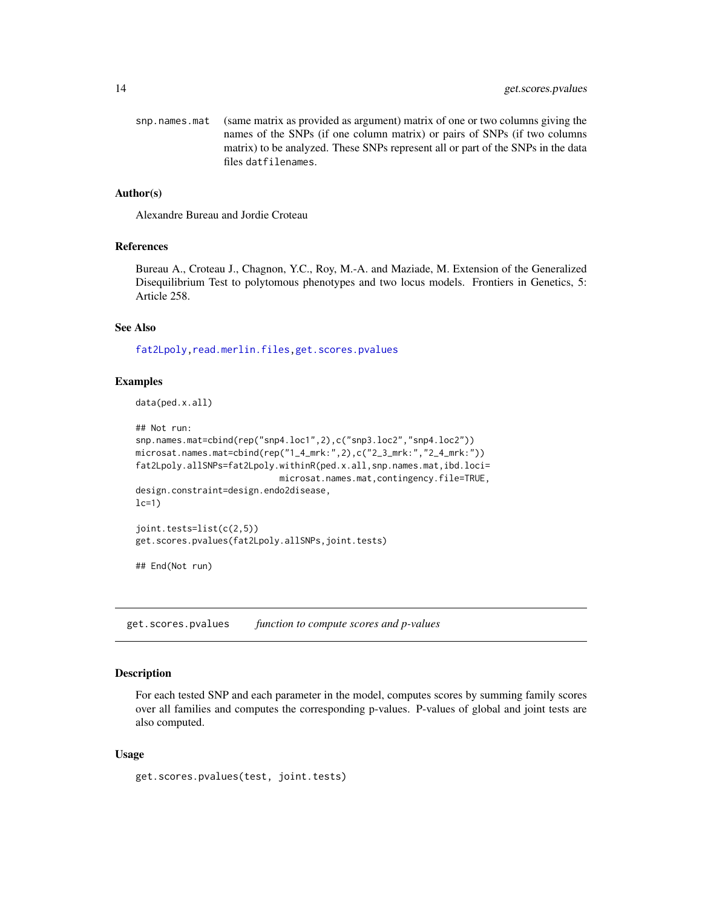snp.names.mat (same matrix as provided as argument) matrix of one or two columns giving the names of the SNPs (if one column matrix) or pairs of SNPs (if two columns matrix) to be analyzed. These SNPs represent all or part of the SNPs in the data files `datfilenames`.

### Author(s)

Alexandre Bureau and Jordie Croteau

### References

Bureau A., Croteau J., Chagnon, Y.C., Roy, M.-A. and Maziade, M. Extension of the Generalized Disequilibrium Test to polytomous phenotypes and two locus models. Frontiers in Genetics, 5: Article 258.

### See Also

fat2Lpoly, read.merlin.files, get.scores.pvalues

### Examples

```
data(ped.x.all)

## Not run:
snp.names.mat=cbind(rep("snp4.loc1",2),c("snp3.loc2","snp4.loc2"))
microsat.names.mat=cbind(rep("1_4_mrk:",2),c("2_3_mrk:","2_4_mrk:"))
fat2Lpoly.allSNPs=fat2Lpoly.withinR(ped.x.all,snp.names.mat,ibd.loci=
                              microsat.names.mat,contingency.file=TRUE,
design.constraint=design.endo2disease,
lc=1)

joint.tests=list(c(2,5))
get.scores.pvalues(fat2Lpoly.allSNPs,joint.tests)

## End(Not run)
```

---

## get.scores.pvalues *function to compute scores and p-values*

### Description

For each tested SNP and each parameter in the model, computes scores by summing family scores over all families and computes the corresponding p-values. P-values of global and joint tests are also computed.

### Usage

```
get.scores.pvalues(test, joint.tests)
```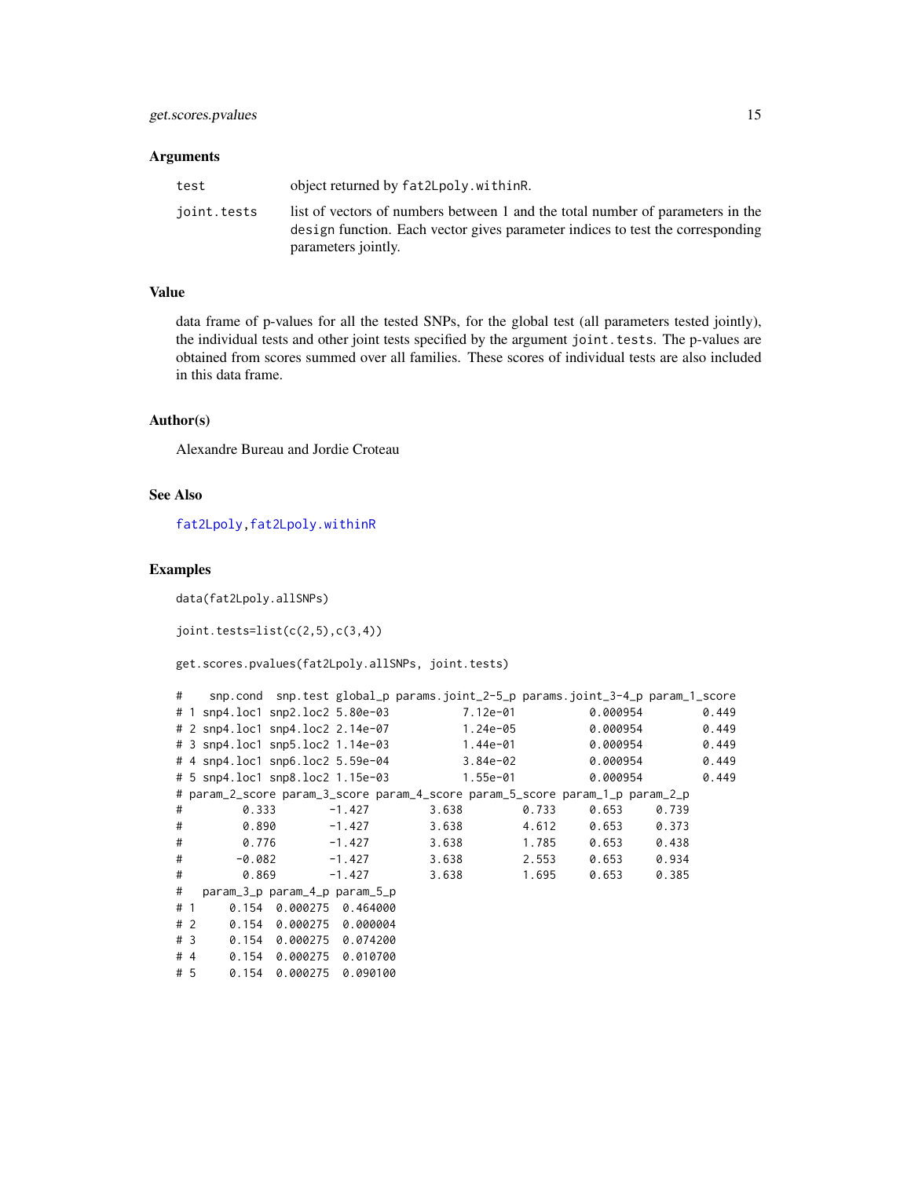### Arguments

| | |
|---|---|
| `test` | object returned by `fat2Lpoly.withinR`. |
| `joint.tests` | list of vectors of numbers between 1 and the total number of parameters in the `design` function. Each vector gives parameter indices to test the corresponding parameters jointly. |

### Value

data frame of p-values for all the tested SNPs, for the global test (all parameters tested jointly), the individual tests and other joint tests specified by the argument `joint.tests`. The p-values are obtained from scores summed over all families. These scores of individual tests are also included in this data frame.

### Author(s)

Alexandre Bureau and Jordie Croteau

### See Also

`fat2Lpoly`, `fat2Lpoly.withinR`

### Examples

```
data(fat2Lpoly.allSNPs)

joint.tests=list(c(2,5),c(3,4))

get.scores.pvalues(fat2Lpoly.allSNPs, joint.tests)

#    snp.cond  snp.test global_p params.joint_2-5_p params.joint_3-4_p param_1_score
# 1 snp4.loc1 snp2.loc2 5.80e-03          7.12e-01          0.000954         0.449
# 2 snp4.loc1 snp4.loc2 2.14e-07          1.24e-05          0.000954         0.449
# 3 snp4.loc1 snp5.loc2 1.14e-03          1.44e-01          0.000954         0.449
# 4 snp4.loc1 snp6.loc2 5.59e-04          3.84e-02          0.000954         0.449
# 5 snp4.loc1 snp8.loc2 1.15e-03          1.55e-01          0.000954         0.449
# param_2_score param_3_score param_4_score param_5_score param_1_p param_2_p
#         0.333        -1.427         3.638         0.733     0.653     0.739
#         0.890        -1.427         3.638         4.612     0.653     0.373
#         0.776        -1.427         3.638         1.785     0.653     0.438
#        -0.082        -1.427         3.638         2.553     0.653     0.934
#         0.869        -1.427         3.638         1.695     0.653     0.385
#   param_3_p param_4_p param_5_p
# 1     0.154  0.000275  0.464000
# 2     0.154  0.000275  0.000004
# 3     0.154  0.000275  0.074200
# 4     0.154  0.000275  0.010700
# 5     0.154  0.000275  0.090100
```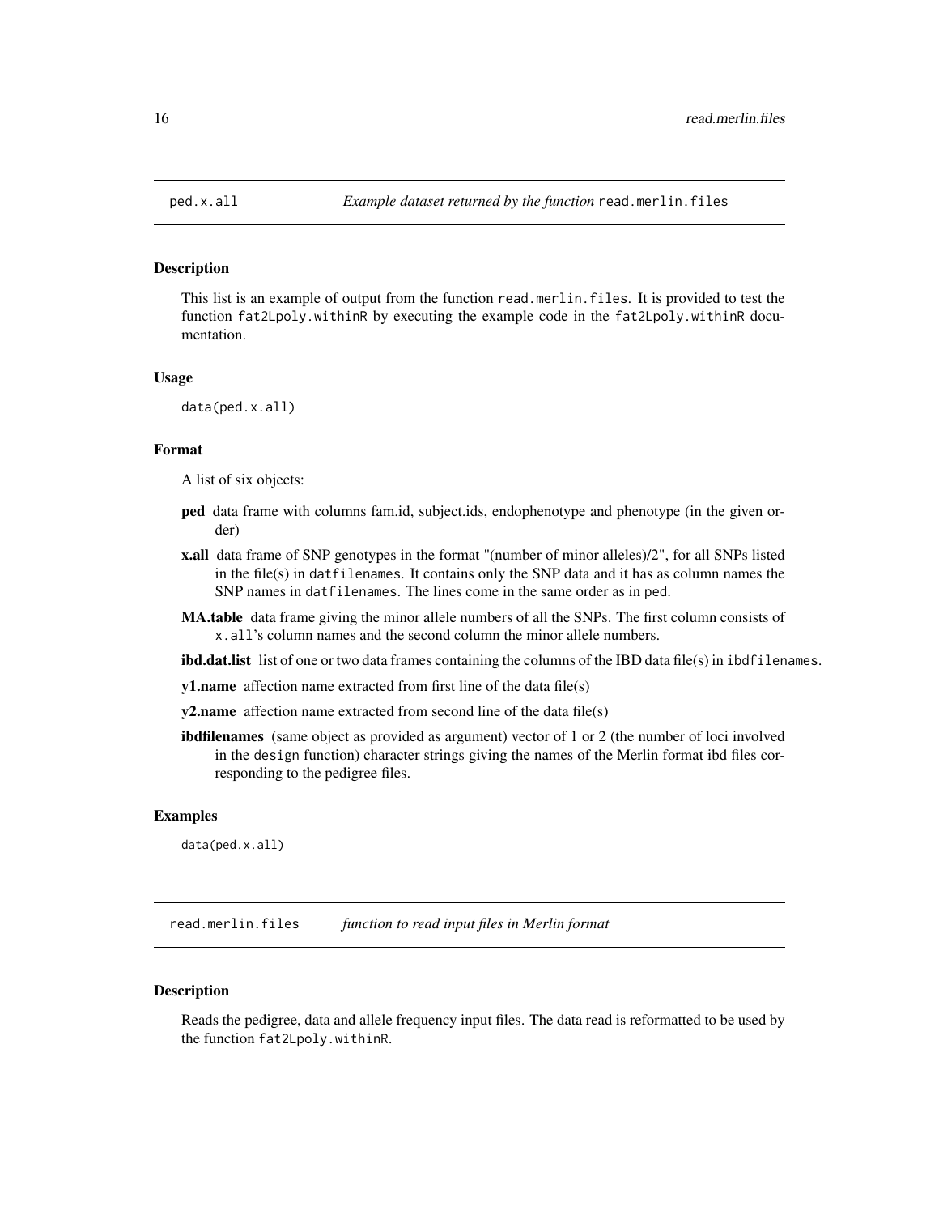## ped.x.all *Example dataset returned by the function* read.merlin.files

### Description

This list is an example of output from the function `read.merlin.files`. It is provided to test the function `fat2Lpoly.withinR` by executing the example code in the `fat2Lpoly.withinR` documentation.

### Usage

```
data(ped.x.all)
```

### Format

A list of six objects:

**ped** data frame with columns fam.id, subject.ids, endophenotype and phenotype (in the given order)

**x.all** data frame of SNP genotypes in the format "(number of minor alleles)/2", for all SNPs listed in the file(s) in `datfilenames`. It contains only the SNP data and it has as column names the SNP names in `datfilenames`. The lines come in the same order as in `ped`.

**MA.table** data frame giving the minor allele numbers of all the SNPs. The first column consists of `x.all`'s column names and the second column the minor allele numbers.

**ibd.dat.list** list of one or two data frames containing the columns of the IBD data file(s) in `ibdfilenames`.

**y1.name** affection name extracted from first line of the data file(s)

**y2.name** affection name extracted from second line of the data file(s)

**ibdfilenames** (same object as provided as argument) vector of 1 or 2 (the number of loci involved in the `design` function) character strings giving the names of the Merlin format ibd files corresponding to the pedigree files.

### Examples

```
data(ped.x.all)
```

## read.merlin.files *function to read input files in Merlin format*

### Description

Reads the pedigree, data and allele frequency input files. The data read is reformatted to be used by the function `fat2Lpoly.withinR`.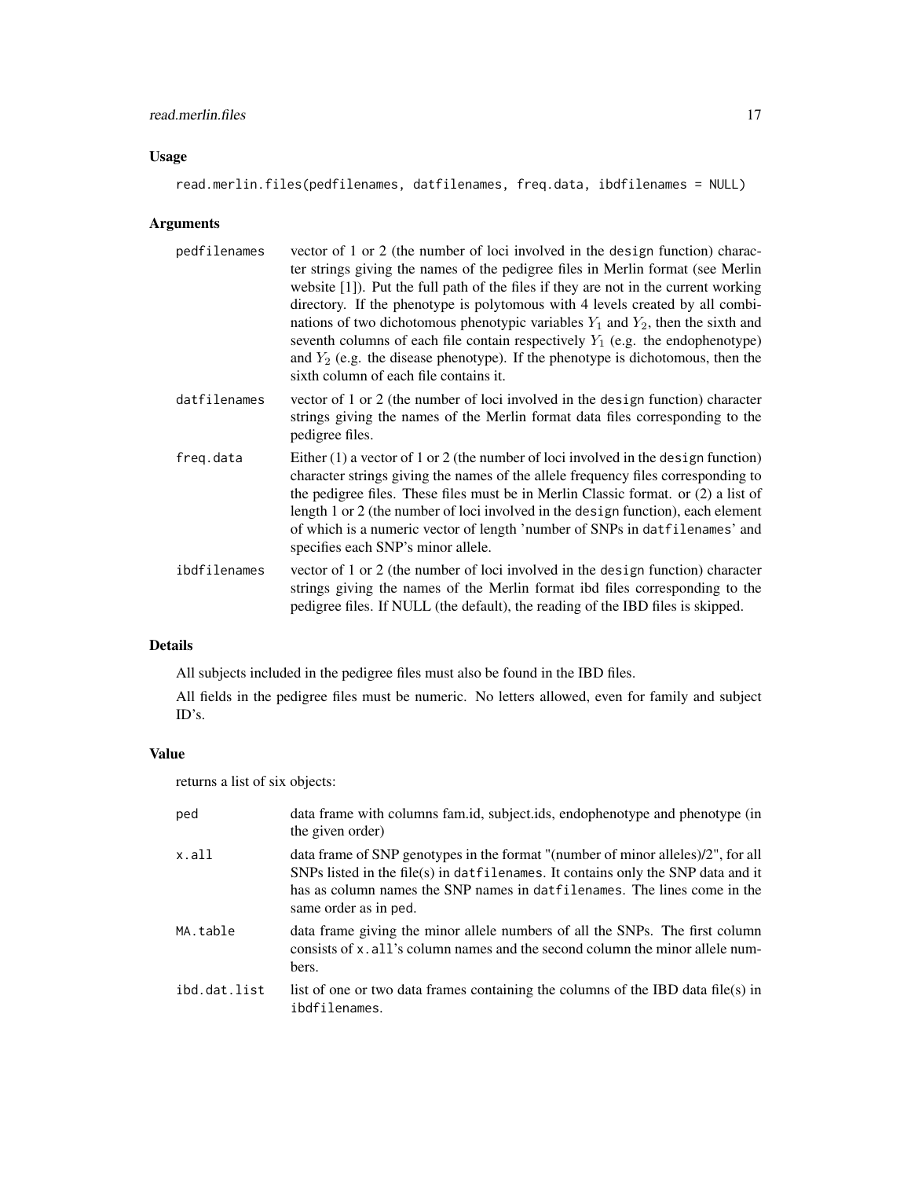### Usage

```
read.merlin.files(pedfilenames, datfilenames, freq.data, ibdfilenames = NULL)
```

### Arguments

| | |
|---|---|
| pedfilenames | vector of 1 or 2 (the number of loci involved in the design function) character strings giving the names of the pedigree files in Merlin format (see Merlin website [1]). Put the full path of the files if they are not in the current working directory. If the phenotype is polytomous with 4 levels created by all combinations of two dichotomous phenotypic variables $Y_1$ and $Y_2$, then the sixth and seventh columns of each file contain respectively $Y_1$ (e.g. the endophenotype) and $Y_2$ (e.g. the disease phenotype). If the phenotype is dichotomous, then the sixth column of each file contains it. |
| datfilenames | vector of 1 or 2 (the number of loci involved in the design function) character strings giving the names of the Merlin format data files corresponding to the pedigree files. |
| freq.data | Either (1) a vector of 1 or 2 (the number of loci involved in the design function) character strings giving the names of the allele frequency files corresponding to the pedigree files. These files must be in Merlin Classic format. or (2) a list of length 1 or 2 (the number of loci involved in the design function), each element of which is a numeric vector of length 'number of SNPs in datfilenames' and specifies each SNP's minor allele. |
| ibdfilenames | vector of 1 or 2 (the number of loci involved in the design function) character strings giving the names of the Merlin format ibd files corresponding to the pedigree files. If NULL (the default), the reading of the IBD files is skipped. |

### Details

All subjects included in the pedigree files must also be found in the IBD files.

All fields in the pedigree files must be numeric. No letters allowed, even for family and subject ID's.

### Value

returns a list of six objects:

| | |
|---|---|
| ped | data frame with columns fam.id, subject.ids, endophenotype and phenotype (in the given order) |
| x.all | data frame of SNP genotypes in the format "(number of minor alleles)/2", for all SNPs listed in the file(s) in datfilenames. It contains only the SNP data and it has as column names the SNP names in datfilenames. The lines come in the same order as in ped. |
| MA.table | data frame giving the minor allele numbers of all the SNPs. The first column consists of x.all's column names and the second column the minor allele numbers. |
| ibd.dat.list | list of one or two data frames containing the columns of the IBD data file(s) in ibdfilenames. |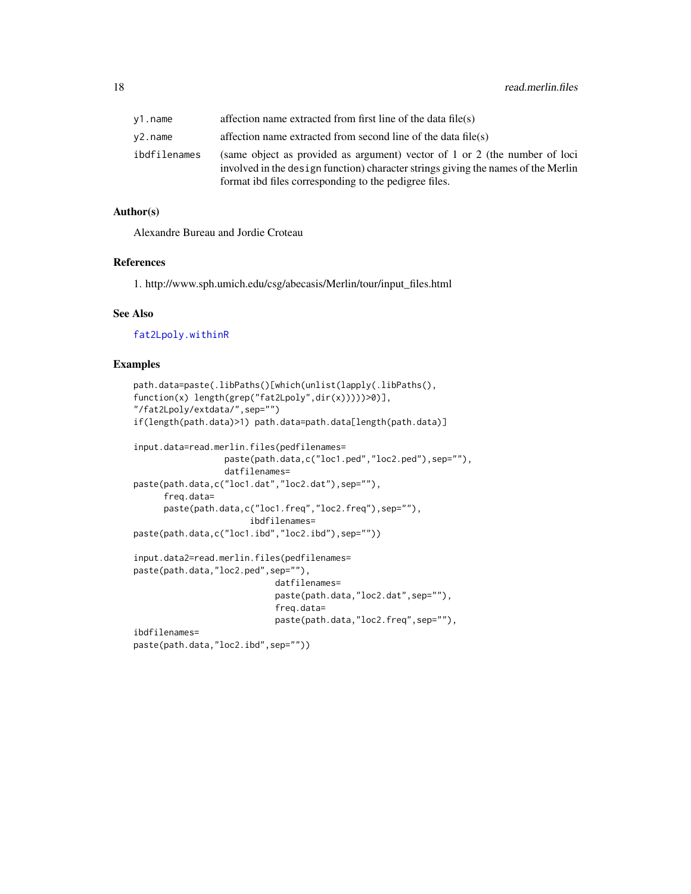| | |
|---|---|
| `y1.name` | affection name extracted from first line of the data file(s) |
| `y2.name` | affection name extracted from second line of the data file(s) |
| `ibdfilenames` | (same object as provided as argument) vector of 1 or 2 (the number of loci involved in the `design` function) character strings giving the names of the Merlin format ibd files corresponding to the pedigree files. |

### Author(s)

Alexandre Bureau and Jordie Croteau

### References

1. http://www.sph.umich.edu/csg/abecasis/Merlin/tour/input_files.html

### See Also

`fat2Lpoly.withinR`

### Examples

```
path.data=paste(.libPaths()[which(unlist(lapply(.libPaths(),
function(x) length(grep("fat2Lpoly",dir(x)))))>0)],
"/fat2Lpoly/extdata/",sep="")
if(length(path.data)>1) path.data=path.data[length(path.data)]

input.data=read.merlin.files(pedfilenames=
                  paste(path.data,c("loc1.ped","loc2.ped"),sep=""),
                  datfilenames=
paste(path.data,c("loc1.dat","loc2.dat"),sep=""),
      freq.data=
      paste(path.data,c("loc1.freq","loc2.freq"),sep=""),
                       ibdfilenames=
paste(path.data,c("loc1.ibd","loc2.ibd"),sep=""))

input.data2=read.merlin.files(pedfilenames=
paste(path.data,"loc2.ped",sep=""),
                            datfilenames=
                            paste(path.data,"loc2.dat",sep=""),
                            freq.data=
                            paste(path.data,"loc2.freq",sep=""),
ibdfilenames=
paste(path.data,"loc2.ibd",sep=""))
```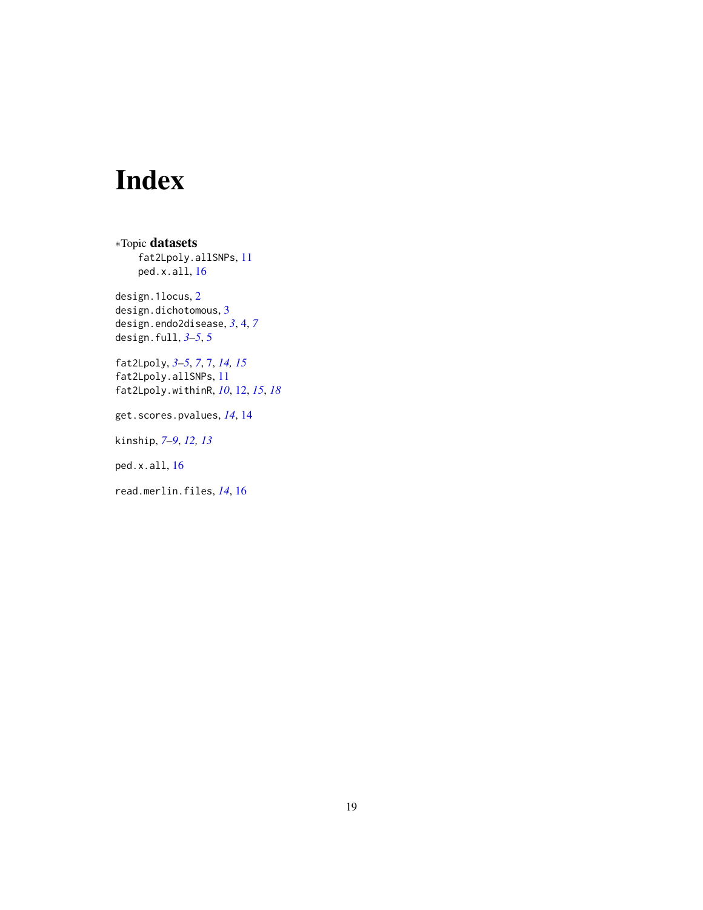# Index

∗Topic **datasets**

fat2Lpoly.allSNPs, 11
ped.x.all, 16

design.1locus, 2
design.dichotomous, 3
design.endo2disease, *3*, 4, *7*
design.full, *3–5*, 5

fat2Lpoly, *3–5*, *7*, 7, *14, 15*
fat2Lpoly.allSNPs, 11
fat2Lpoly.withinR, *10*, 12, *15*, *18*

get.scores.pvalues, *14*, 14

kinship, *7–9*, *12, 13*

ped.x.all, 16

read.merlin.files, *14*, 16